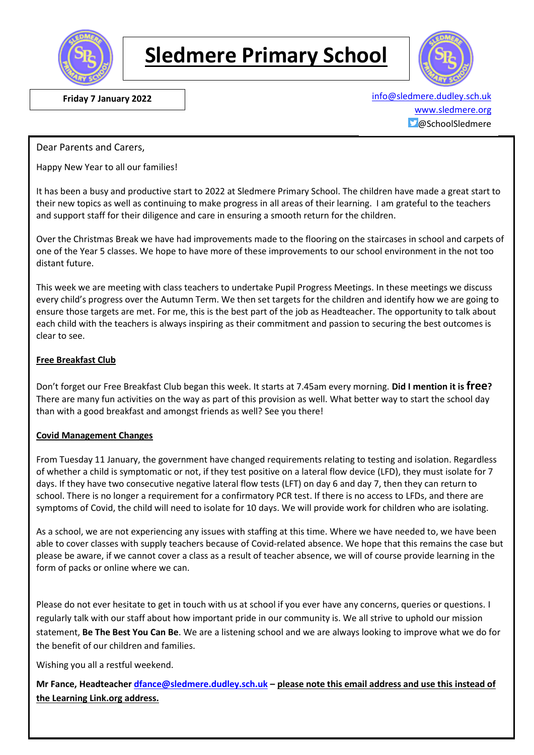# Sledmere Primary School

**Friday 7 January 2022**

info@sledmere.dudley.sch.uk
www.sledmere.org
@SchoolSledmere

Dear Parents and Carers,

Happy New Year to all our families!

It has been a busy and productive start to 2022 at Sledmere Primary School. The children have made a great start to their new topics as well as continuing to make progress in all areas of their learning. I am grateful to the teachers and support staff for their diligence and care in ensuring a smooth return for the children.

Over the Christmas Break we have had improvements made to the flooring on the staircases in school and carpets of one of the Year 5 classes. We hope to have more of these improvements to our school environment in the not too distant future.

This week we are meeting with class teachers to undertake Pupil Progress Meetings. In these meetings we discuss every child's progress over the Autumn Term. We then set targets for the children and identify how we are going to ensure those targets are met. For me, this is the best part of the job as Headteacher. The opportunity to talk about each child with the teachers is always inspiring as their commitment and passion to securing the best outcomes is clear to see.

## Free Breakfast Club

Don't forget our Free Breakfast Club began this week. It starts at 7.45am every morning. **Did I mention it is free?** There are many fun activities on the way as part of this provision as well. What better way to start the school day than with a good breakfast and amongst friends as well? See you there!

## Covid Management Changes

From Tuesday 11 January, the government have changed requirements relating to testing and isolation. Regardless of whether a child is symptomatic or not, if they test positive on a lateral flow device (LFD), they must isolate for 7 days. If they have two consecutive negative lateral flow tests (LFT) on day 6 and day 7, then they can return to school. There is no longer a requirement for a confirmatory PCR test. If there is no access to LFDs, and there are symptoms of Covid, the child will need to isolate for 10 days. We will provide work for children who are isolating.

As a school, we are not experiencing any issues with staffing at this time. Where we have needed to, we have been able to cover classes with supply teachers because of Covid-related absence. We hope that this remains the case but please be aware, if we cannot cover a class as a result of teacher absence, we will of course provide learning in the form of packs or online where we can.

Please do not ever hesitate to get in touch with us at school if you ever have any concerns, queries or questions. I regularly talk with our staff about how important pride in our community is. We all strive to uphold our mission statement, **Be The Best You Can Be**. We are a listening school and we are always looking to improve what we do for the benefit of our children and families.

Wishing you all a restful weekend.

**Mr Fance, Headteacher dfance@sledmere.dudley.sch.uk – please note this email address and use this instead of the Learning Link.org address.**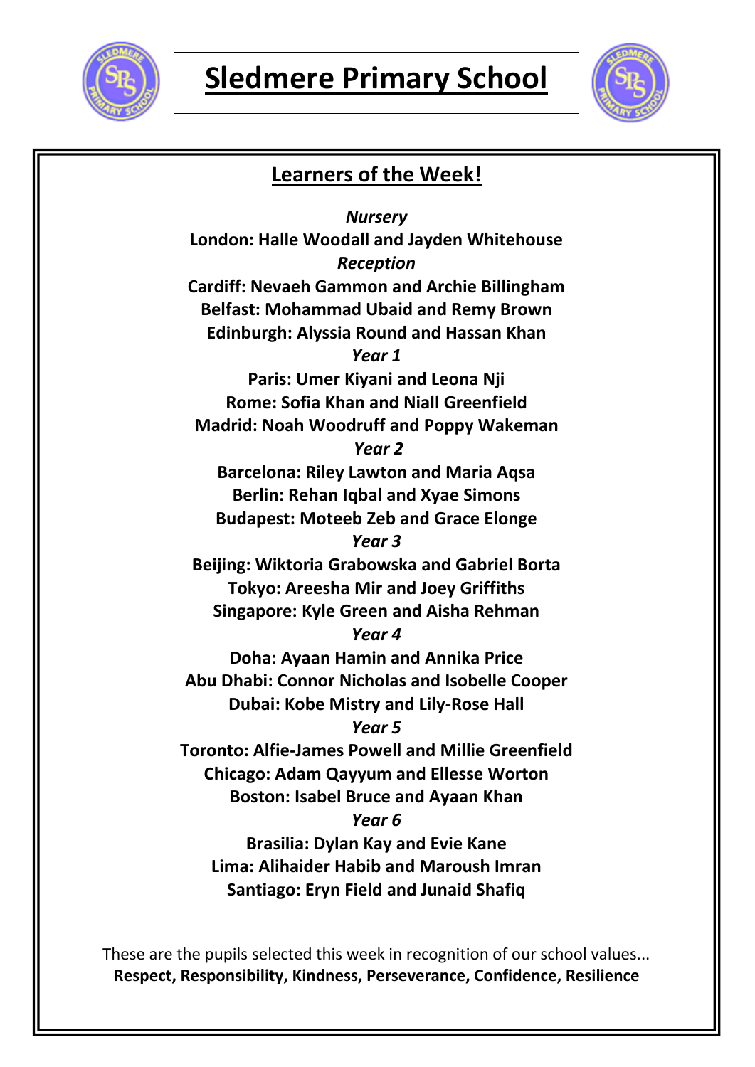# Sledmere Primary School

## Learners of the Week!

*Nursery*

**London: Halle Woodall and Jayden Whitehouse**

*Reception*

**Cardiff: Nevaeh Gammon and Archie Billingham**
**Belfast: Mohammad Ubaid and Remy Brown**
**Edinburgh: Alyssia Round and Hassan Khan**

*Year 1*

**Paris: Umer Kiyani and Leona Nji**
**Rome: Sofia Khan and Niall Greenfield**
**Madrid: Noah Woodruff and Poppy Wakeman**

*Year 2*

**Barcelona: Riley Lawton and Maria Aqsa**
**Berlin: Rehan Iqbal and Xyae Simons**
**Budapest: Moteeb Zeb and Grace Elonge**

*Year 3*

**Beijing: Wiktoria Grabowska and Gabriel Borta**
**Tokyo: Areesha Mir and Joey Griffiths**
**Singapore: Kyle Green and Aisha Rehman**

*Year 4*

**Doha: Ayaan Hamin and Annika Price**
**Abu Dhabi: Connor Nicholas and Isobelle Cooper**
**Dubai: Kobe Mistry and Lily-Rose Hall**

*Year 5*

**Toronto: Alfie-James Powell and Millie Greenfield**
**Chicago: Adam Qayyum and Ellesse Worton**
**Boston: Isabel Bruce and Ayaan Khan**

*Year 6*

**Brasilia: Dylan Kay and Evie Kane**
**Lima: Alihaider Habib and Maroush Imran**
**Santiago: Eryn Field and Junaid Shafiq**

These are the pupils selected this week in recognition of our school values...
**Respect, Responsibility, Kindness, Perseverance, Confidence, Resilience**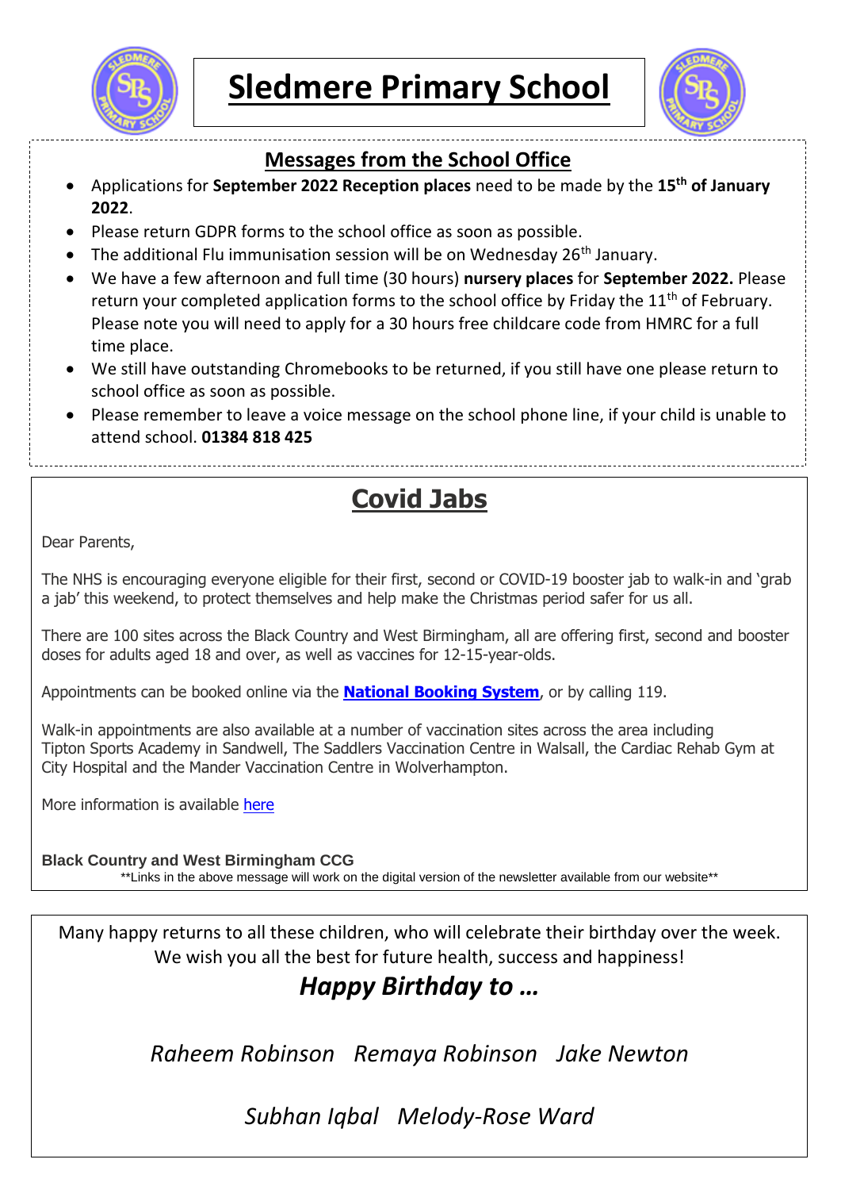# Sledmere Primary School

## Messages from the School Office

- Applications for **September 2022 Reception places** need to be made by the **15th of January 2022**.
- Please return GDPR forms to the school office as soon as possible.
- The additional Flu immunisation session will be on Wednesday 26th January.
- We have a few afternoon and full time (30 hours) **nursery places** for **September 2022.** Please return your completed application forms to the school office by Friday the 11th of February. Please note you will need to apply for a 30 hours free childcare code from HMRC for a full time place.
- We still have outstanding Chromebooks to be returned, if you still have one please return to school office as soon as possible.
- Please remember to leave a voice message on the school phone line, if your child is unable to attend school. **01384 818 425**

## Covid Jabs

Dear Parents,

The NHS is encouraging everyone eligible for their first, second or COVID-19 booster jab to walk-in and 'grab a jab' this weekend, to protect themselves and help make the Christmas period safer for us all.

There are 100 sites across the Black Country and West Birmingham, all are offering first, second and booster doses for adults aged 18 and over, as well as vaccines for 12-15-year-olds.

Appointments can be booked online via the **National Booking System**, or by calling 119.

Walk-in appointments are also available at a number of vaccination sites across the area including Tipton Sports Academy in Sandwell, The Saddlers Vaccination Centre in Walsall, the Cardiac Rehab Gym at City Hospital and the Mander Vaccination Centre in Wolverhampton.

More information is available here

**Black Country and West Birmingham CCG**

**Links in the above message will work on the digital version of the newsletter available from our website**

Many happy returns to all these children, who will celebrate their birthday over the week. We wish you all the best for future health, success and happiness!

### *Happy Birthday to …*

*Raheem Robinson   Remaya Robinson   Jake Newton*

*Subhan Iqbal   Melody-Rose Ward*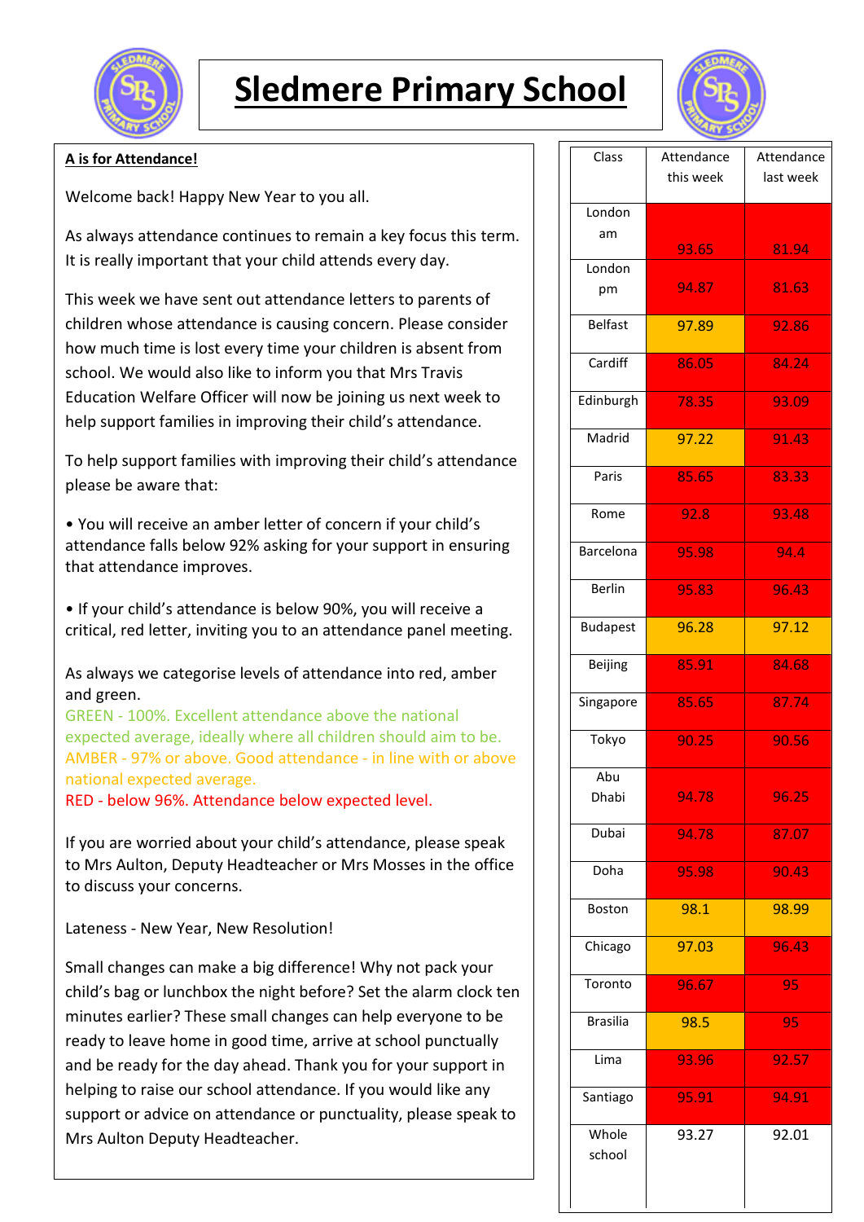# Sledmere Primary School

**A is for Attendance!**

Welcome back! Happy New Year to you all.

As always attendance continues to remain a key focus this term. It is really important that your child attends every day.

This week we have sent out attendance letters to parents of children whose attendance is causing concern. Please consider how much time is lost every time your children is absent from school. We would also like to inform you that Mrs Travis Education Welfare Officer will now be joining us next week to help support families in improving their child's attendance.

To help support families with improving their child's attendance please be aware that:

- You will receive an amber letter of concern if your child's attendance falls below 92% asking for your support in ensuring that attendance improves.
- If your child's attendance is below 90%, you will receive a critical, red letter, inviting you to an attendance panel meeting.

As always we categorise levels of attendance into red, amber and green.

GREEN - 100%. Excellent attendance above the national expected average, ideally where all children should aim to be.

AMBER - 97% or above. Good attendance - in line with or above national expected average.

RED - below 96%. Attendance below expected level.

If you are worried about your child's attendance, please speak to Mrs Aulton, Deputy Headteacher or Mrs Mosses in the office to discuss your concerns.

Lateness - New Year, New Resolution!

Small changes can make a big difference! Why not pack your child's bag or lunchbox the night before? Set the alarm clock ten minutes earlier? These small changes can help everyone to be ready to leave home in good time, arrive at school punctually and be ready for the day ahead. Thank you for your support in helping to raise our school attendance. If you would like any support or advice on attendance or punctuality, please speak to Mrs Aulton Deputy Headteacher.

| Class | Attendance this week | Attendance last week |
|---|---|---|
| London am | 93.65 | 81.94 |
| London pm | 94.87 | 81.63 |
| Belfast | 97.89 | 92.86 |
| Cardiff | 86.05 | 84.24 |
| Edinburgh | 78.35 | 93.09 |
| Madrid | 97.22 | 91.43 |
| Paris | 85.65 | 83.33 |
| Rome | 92.8 | 93.48 |
| Barcelona | 95.98 | 94.4 |
| Berlin | 95.83 | 96.43 |
| Budapest | 96.28 | 97.12 |
| Beijing | 85.91 | 84.68 |
| Singapore | 85.65 | 87.74 |
| Tokyo | 90.25 | 90.56 |
| Abu Dhabi | 94.78 | 96.25 |
| Dubai | 94.78 | 87.07 |
| Doha | 95.98 | 90.43 |
| Boston | 98.1 | 98.99 |
| Chicago | 97.03 | 96.43 |
| Toronto | 96.67 | 95 |
| Brasilia | 98.5 | 95 |
| Lima | 93.96 | 92.57 |
| Santiago | 95.91 | 94.91 |
| Whole school | 93.27 | 92.01 |